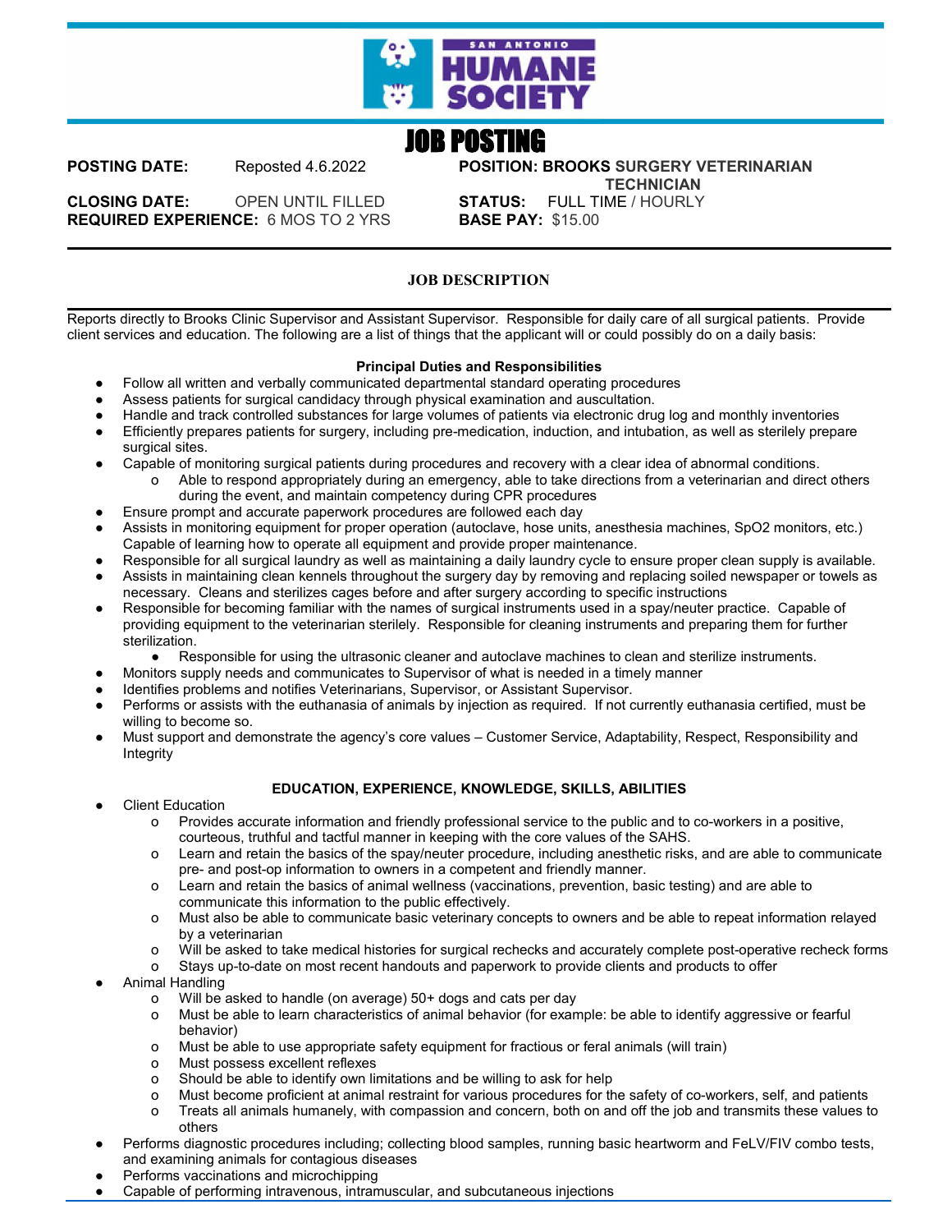# JOB POSTING

**POSTING DATE:** Reposted 4.6.2022

**POSITION: BROOKS SURGERY VETERINARIAN TECHNICIAN**

**CLOSING DATE:** OPEN UNTIL FILLED

**STATUS:** FULL TIME / HOURLY

**REQUIRED EXPERIENCE:** 6 MOS TO 2 YRS

**BASE PAY:** $15.00

## JOB DESCRIPTION

Reports directly to Brooks Clinic Supervisor and Assistant Supervisor. Responsible for daily care of all surgical patients. Provide client services and education. The following are a list of things that the applicant will or could possibly do on a daily basis:

### Principal Duties and Responsibilities

- Follow all written and verbally communicated departmental standard operating procedures
- Assess patients for surgical candidacy through physical examination and auscultation.
- Handle and track controlled substances for large volumes of patients via electronic drug log and monthly inventories
- Efficiently prepares patients for surgery, including pre-medication, induction, and intubation, as well as sterilely prepare surgical sites.
- Capable of monitoring surgical patients during procedures and recovery with a clear idea of abnormal conditions.
  - Able to respond appropriately during an emergency, able to take directions from a veterinarian and direct others during the event, and maintain competency during CPR procedures
- Ensure prompt and accurate paperwork procedures are followed each day
- Assists in monitoring equipment for proper operation (autoclave, hose units, anesthesia machines, SpO2 monitors, etc.) Capable of learning how to operate all equipment and provide proper maintenance.
- Responsible for all surgical laundry as well as maintaining a daily laundry cycle to ensure proper clean supply is available.
- Assists in maintaining clean kennels throughout the surgery day by removing and replacing soiled newspaper or towels as necessary. Cleans and sterilizes cages before and after surgery according to specific instructions
- Responsible for becoming familiar with the names of surgical instruments used in a spay/neuter practice. Capable of providing equipment to the veterinarian sterilely. Responsible for cleaning instruments and preparing them for further sterilization.
  - Responsible for using the ultrasonic cleaner and autoclave machines to clean and sterilize instruments.
- Monitors supply needs and communicates to Supervisor of what is needed in a timely manner
- Identifies problems and notifies Veterinarians, Supervisor, or Assistant Supervisor.
- Performs or assists with the euthanasia of animals by injection as required. If not currently euthanasia certified, must be willing to become so.
- Must support and demonstrate the agency's core values – Customer Service, Adaptability, Respect, Responsibility and Integrity

### EDUCATION, EXPERIENCE, KNOWLEDGE, SKILLS, ABILITIES

- Client Education
  - Provides accurate information and friendly professional service to the public and to co-workers in a positive, courteous, truthful and tactful manner in keeping with the core values of the SAHS.
  - Learn and retain the basics of the spay/neuter procedure, including anesthetic risks, and are able to communicate pre- and post-op information to owners in a competent and friendly manner.
  - Learn and retain the basics of animal wellness (vaccinations, prevention, basic testing) and are able to communicate this information to the public effectively.
  - Must also be able to communicate basic veterinary concepts to owners and be able to repeat information relayed by a veterinarian
  - Will be asked to take medical histories for surgical rechecks and accurately complete post-operative recheck forms
  - Stays up-to-date on most recent handouts and paperwork to provide clients and products to offer
- Animal Handling
  - Will be asked to handle (on average) 50+ dogs and cats per day
  - Must be able to learn characteristics of animal behavior (for example: be able to identify aggressive or fearful behavior)
  - Must be able to use appropriate safety equipment for fractious or feral animals (will train)
  - Must possess excellent reflexes
  - Should be able to identify own limitations and be willing to ask for help
  - Must become proficient at animal restraint for various procedures for the safety of co-workers, self, and patients
  - Treats all animals humanely, with compassion and concern, both on and off the job and transmits these values to others
- Performs diagnostic procedures including; collecting blood samples, running basic heartworm and FeLV/FIV combo tests, and examining animals for contagious diseases
- Performs vaccinations and microchipping
- Capable of performing intravenous, intramuscular, and subcutaneous injections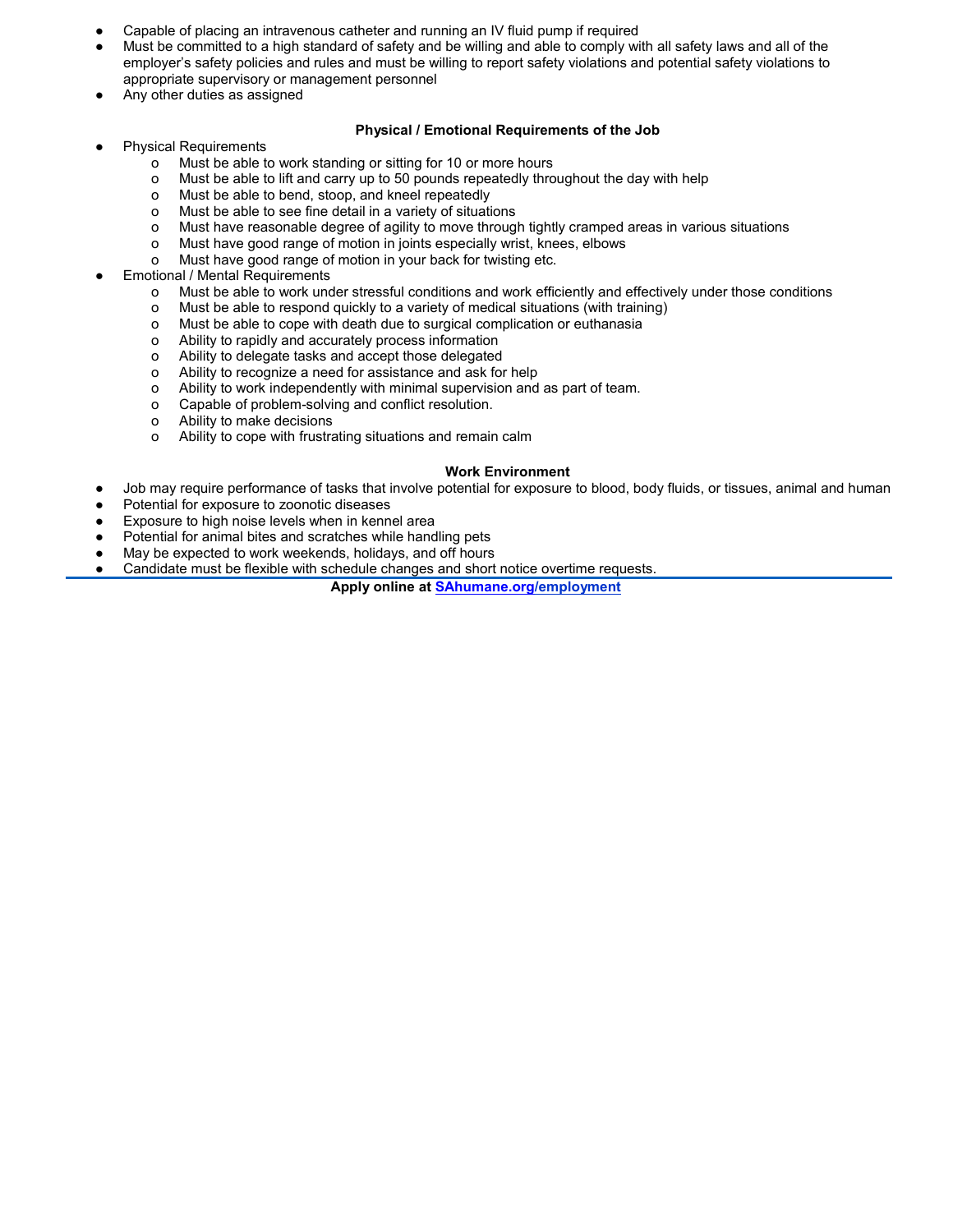- Capable of placing an intravenous catheter and running an IV fluid pump if required
- Must be committed to a high standard of safety and be willing and able to comply with all safety laws and all of the employer's safety policies and rules and must be willing to report safety violations and potential safety violations to appropriate supervisory or management personnel
- Any other duties as assigned

**Physical / Emotional Requirements of the Job**

- Physical Requirements
  - Must be able to work standing or sitting for 10 or more hours
  - Must be able to lift and carry up to 50 pounds repeatedly throughout the day with help
  - Must be able to bend, stoop, and kneel repeatedly
  - Must be able to see fine detail in a variety of situations
  - Must have reasonable degree of agility to move through tightly cramped areas in various situations
  - Must have good range of motion in joints especially wrist, knees, elbows
  - Must have good range of motion in your back for twisting etc.
- Emotional / Mental Requirements
  - Must be able to work under stressful conditions and work efficiently and effectively under those conditions
  - Must be able to respond quickly to a variety of medical situations (with training)
  - Must be able to cope with death due to surgical complication or euthanasia
  - Ability to rapidly and accurately process information
  - Ability to delegate tasks and accept those delegated
  - Ability to recognize a need for assistance and ask for help
  - Ability to work independently with minimal supervision and as part of team.
  - Capable of problem-solving and conflict resolution.
  - Ability to make decisions
  - Ability to cope with frustrating situations and remain calm

**Work Environment**

- Job may require performance of tasks that involve potential for exposure to blood, body fluids, or tissues, animal and human
- Potential for exposure to zoonotic diseases
- Exposure to high noise levels when in kennel area
- Potential for animal bites and scratches while handling pets
- May be expected to work weekends, holidays, and off hours
- Candidate must be flexible with schedule changes and short notice overtime requests.

**Apply online at [SAhumane.org/employment](SAhumane.org/employment)**